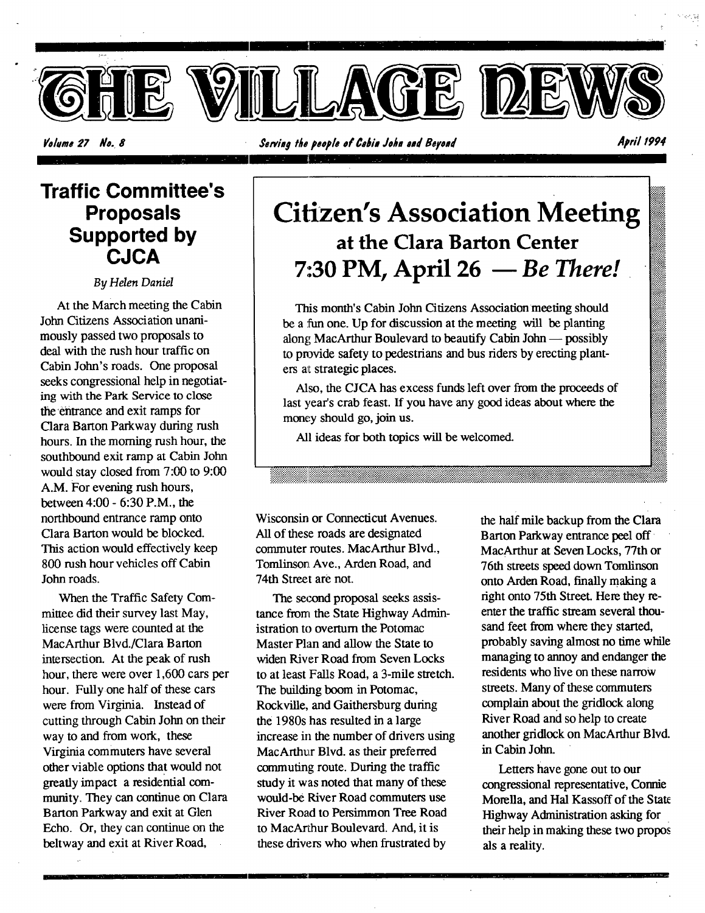# THE VILLAGE NEWS

*Volume 27 No. 8* — *Serving the people of Cabin John and Beyond* — *April 1994*

## Citizen's Association Meeting

### at the Clara Barton Center

### 7:30 PM, April 26 — *Be There!*

This month's Cabin John Citizens Association meeting should be a fun one. Up for discussion at the meeting will be planting along MacArthur Boulevard to beautify Cabin John — possibly to provide safety to pedestrians and bus riders by erecting planters at strategic places.

Also, the CJCA has excess funds left over from the proceeds of last year's crab feast. If you have any good ideas about where the money should go, join us.

All ideas for both topics will be welcomed.

## Traffic Committee's Proposals Supported by CJCA

*By Helen Daniel*

At the March meeting the Cabin John Citizens Association unanimously passed two proposals to deal with the rush hour traffic on Cabin John's roads. One proposal seeks congressional help in negotiating with the Park Service to close the entrance and exit ramps for Clara Barton Parkway during rush hours. In the morning rush hour, the southbound exit ramp at Cabin John would stay closed from 7:00 to 9:00 A.M. For evening rush hours, between 4:00 - 6:30 P.M., the northbound entrance ramp onto Clara Barton would be blocked. This action would effectively keep 800 rush hour vehicles off Cabin John roads.

When the Traffic Safety Committee did their survey last May, license tags were counted at the MacArthur Blvd./Clara Barton intersection. At the peak of rush hour, there were over 1,600 cars per hour. Fully one half of these cars were from Virginia. Instead of cutting through Cabin John on their way to and from work, these Virginia commuters have several other viable options that would not greatly impact a residential community. They can continue on Clara Barton Parkway and exit at Glen Echo. Or, they can continue on the beltway and exit at River Road, Wisconsin or Connecticut Avenues. All of these roads are designated commuter routes. MacArthur Blvd., Tomlinson Ave., Arden Road, and 74th Street are not.

The second proposal seeks assistance from the State Highway Administration to overturn the Potomac Master Plan and allow the State to widen River Road from Seven Locks to at least Falls Road, a 3-mile stretch. The building boom in Potomac, Rockville, and Gaithersburg during the 1980s has resulted in a large increase in the number of drivers using MacArthur Blvd. as their preferred commuting route. During the traffic study it was noted that many of these would-be River Road commuters use River Road to Persimmon Tree Road to MacArthur Boulevard. And, it is these drivers who when frustrated by the half mile backup from the Clara Barton Parkway entrance peel off MacArthur at Seven Locks, 77th or 76th streets speed down Tomlinson onto Arden Road, finally making a right onto 75th Street. Here they re-enter the traffic stream several thousand feet from where they started, probably saving almost no time while managing to annoy and endanger the residents who live on these narrow streets. Many of these commuters complain about the gridlock along River Road and so help to create another gridlock on MacArthur Blvd. in Cabin John.

Letters have gone out to our congressional representative, Connie Morella, and Hal Kassoff of the State Highway Administration asking for their help in making these two proposals a reality.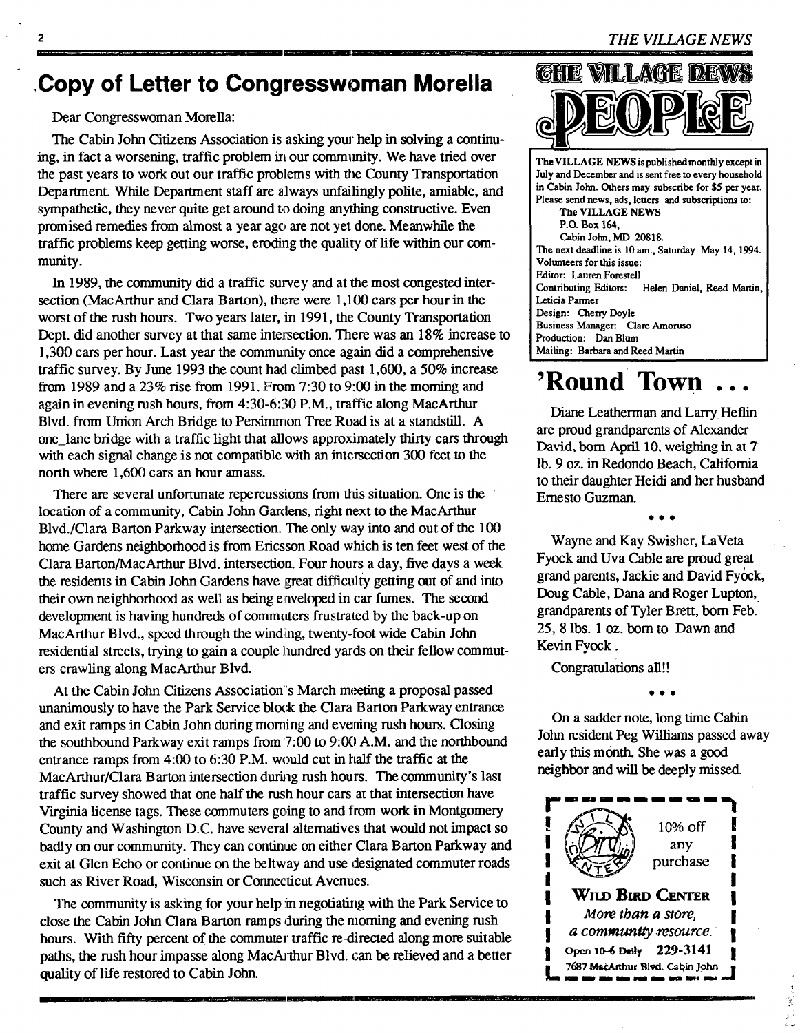## Copy of Letter to Congresswoman Morella

Dear Congresswoman Morella:

The Cabin John Citizens Association is asking your help in solving a continuing, in fact a worsening, traffic problem in our community. We have tried over the past years to work out our traffic problems with the County Transportation Department. While Department staff are always unfailingly polite, amiable, and sympathetic, they never quite get around to doing anything constructive. Even promised remedies from almost a year ago are not yet done. Meanwhile the traffic problems keep getting worse, eroding the quality of life within our community.

In 1989, the community did a traffic survey and at the most congested intersection (MacArthur and Clara Barton), there were 1,100 cars per hour in the worst of the rush hours. Two years later, in 1991, the County Transportation Dept. did another survey at that same intersection. There was an 18% increase to 1,300 cars per hour. Last year the community once again did a comprehensive traffic survey. By June 1993 the count had climbed past 1,600, a 50% increase from 1989 and a 23% rise from 1991. From 7:30 to 9:00 in the morning and again in evening rush hours, from 4:30-6:30 P.M., traffic along MacArthur Blvd. from Union Arch Bridge to Persimmon Tree Road is at a standstill. A one_lane bridge with a traffic light that allows approximately thirty cars through with each signal change is not compatible with an intersection 300 feet to the north where 1,600 cars an hour amass.

There are several unfortunate repercussions from this situation. One is the location of a community, Cabin John Gardens, right next to the MacArthur Blvd./Clara Barton Parkway intersection. The only way into and out of the 100 home Gardens neighborhood is from Ericsson Road which is ten feet west of the Clara Barton/MacArthur Blvd. intersection. Four hours a day, five days a week the residents in Cabin John Gardens have great difficulty getting out of and into their own neighborhood as well as being enveloped in car fumes. The second development is having hundreds of commuters frustrated by the back-up on MacArthur Blvd., speed through the winding, twenty-foot wide Cabin John residential streets, trying to gain a couple hundred yards on their fellow commuters crawling along MacArthur Blvd.

At the Cabin John Citizens Association's March meeting a proposal passed unanimously to have the Park Service block the Clara Barton Parkway entrance and exit ramps in Cabin John during morning and evening rush hours. Closing the southbound Parkway exit ramps from 7:00 to 9:00 A.M. and the northbound entrance ramps from 4:00 to 6:30 P.M. would cut in half the traffic at the MacArthur/Clara Barton intersection during rush hours. The community's last traffic survey showed that one half the rush hour cars at that intersection have Virginia license tags. These commuters going to and from work in Montgomery County and Washington D.C. have several alternatives that would not impact so badly on our community. They can continue on either Clara Barton Parkway and exit at Glen Echo or continue on the beltway and use designated commuter roads such as River Road, Wisconsin or Connecticut Avenues.

The community is asking for your help in negotiating with the Park Service to close the Cabin John Clara Barton ramps during the morning and evening rush hours. With fifty percent of the commuter traffic re-directed along more suitable paths, the rush hour impasse along MacArthur Blvd. can be relieved and a better quality of life restored to Cabin John.

---

**THE VILLAGE NEWS PEOPLE**

The VILLAGE NEWS is published monthly except in July and December and is sent free to every household in Cabin John. Others may subscribe for $5 per year. Please send news, ads, letters and subscriptions to:
The VILLAGE NEWS
P.O. Box 164,
Cabin John, MD 20818.

The next deadline is 10 am., Saturday May 14, 1994.

Volunteers for this issue:
Editor: Lauren Forestell
Contributing Editors: Helen Daniel, Reed Martin, Leticia Parmer
Design: Cherry Doyle
Business Manager: Clare Amoruso
Production: Dan Blum
Mailing: Barbara and Reed Martin

## 'Round Town ...

Diane Leatherman and Larry Heflin are proud grandparents of Alexander David, born April 10, weighing in at 7 lb. 9 oz. in Redondo Beach, California to their daughter Heidi and her husband Ernesto Guzman.

• • •

Wayne and Kay Swisher, LaVeta Fyock and Uva Cable are proud great grand parents, Jackie and David Fyock, Doug Cable, Dana and Roger Lupton, grandparents of Tyler Brett, born Feb. 25, 8 lbs. 1 oz. born to Dawn and Kevin Fyock.

Congratulations all!!

• • •

On a sadder note, long time Cabin John resident Peg Williams passed away early this month. She was a good neighbor and will be deeply missed.

---

10% off any purchase

**WILD BIRD CENTER**
*More than a store, a community resource.*
Open 10-6 Daily 229-3141
7687 MacArthur Blvd. Cabin John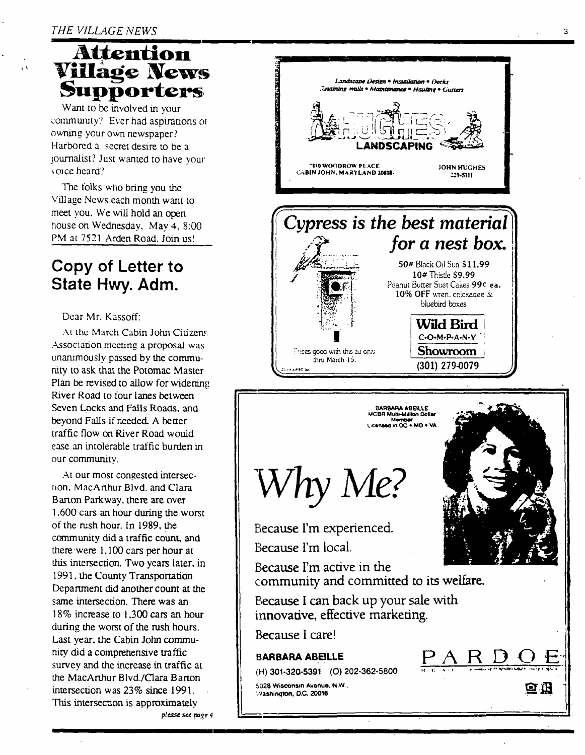# Attention Village News Supporters

Want to be involved in your community? Ever had aspirations of owning your own newspaper? Harbored a secret desire to be a journalist? Just wanted to have your voice heard?

The folks who bring you the Village News each month want to meet you. We will hold an open house on Wednesday, May 4, 8:00 PM at 7521 Arden Road. Join us!

## Copy of Letter to State Hwy. Adm.

Dear Mr. Kassoff:

At the March Cabin John Citizens Association meeting a proposal was unanimously passed by the community to ask that the Potomac Master Plan be revised to allow for widening River Road to four lanes between Seven Locks and Falls Roads, and beyond Falls if needed. A better traffic flow on River Road would ease an intolerable traffic burden in our community.

At our most congested intersection, MacArthur Blvd. and Clara Barton Parkway, there are over 1,600 cars an hour during the worst of the rush hour. In 1989, the community did a traffic count, and there were 1,100 cars per hour at this intersection. Two years later, in 1991, the County Transportation Department did another count at the same intersection. There was an 18% increase to 1,300 cars an hour during the worst of the rush hours. Last year, the Cabin John community did a comprehensive traffic survey and the increase in traffic at the MacArthur Blvd./Clara Barton intersection was 23% since 1991. This intersection is approximately

*please see page 4*

---

Landscape Design • Installation • Decks
Retaining walls • Maintenance • Hauling • Gutters

**HUGHES LANDSCAPING**

7810 WOODROW PLACE
CABIN JOHN, MARYLAND 20818

JOHN HUGHES
229-5111

---

***Cypress is the best material for a nest box.***

50# Black Oil Sun $11.99
10# Thistle $9.99
Peanut Butter Suet Cakes 99¢ ea.
**10% OFF** wren, chickadee & bluebird boxes

Prices good with this ad only thru March 15.

**Wild Bird C·O·M·P·A·N·Y Showroom**
**(301) 279-0079**

---

BARBARA ABEILLE
MCBR Multi-Million Dollar Member
Licensed in DC • MD • VA

# *Why Me?*

Because I'm experienced.

Because I'm local.

Because I'm active in the community and committed to its welfare.

Because I can back up your sale with innovative, effective marketing.

Because I care!

**BARBARA ABEILLE**
(H) 301-320-5391 (O) 202-362-5800
5028 Wisconsin Avenue, N.W.
Washington, D.C. 20016

**PARDOE**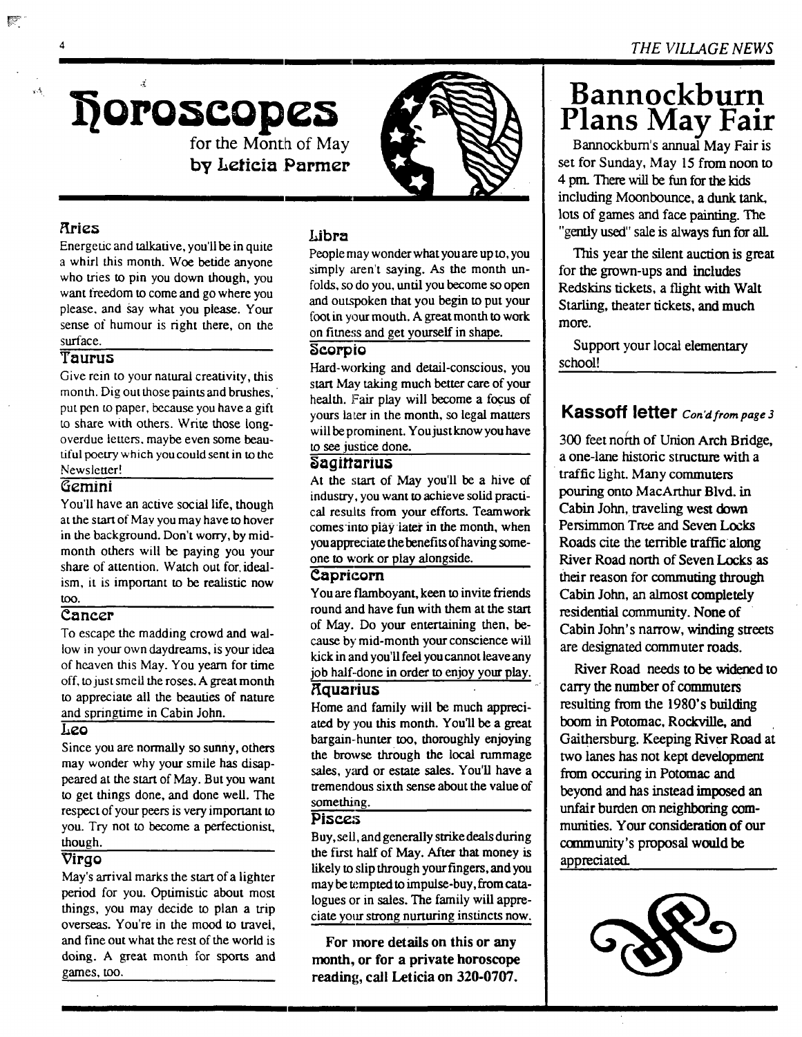# Horoscopes

for the Month of May
**by Leticia Parmer**

### Aries

Energetic and talkative, you'll be in quite a whirl this month. Woe betide anyone who tries to pin you down though, you want freedom to come and go where you please, and say what you please. Your sense of humour is right there, on the surface.

### Taurus

Give rein to your natural creativity, this month. Dig out those paints and brushes, put pen to paper, because you have a gift to share with others. Write those long-overdue letters, maybe even some beautiful poetry which you could sent in to the Newsletter!

### Gemini

You'll have an active social life, though at the start of May you may have to hover in the background. Don't worry, by mid-month others will be paying you your share of attention. Watch out for idealism, it is important to be realistic now too.

### Cancer

To escape the madding crowd and wallow in your own daydreams, is your idea of heaven this May. You yearn for time off, to just smell the roses. A great month to appreciate all the beauties of nature and springtime in Cabin John.

### Leo

Since you are normally so sunny, others may wonder why your smile has disappeared at the start of May. But you want to get things done, and done well. The respect of your peers is very important to you. Try not to become a perfectionist, though.

### Virgo

May's arrival marks the start of a lighter period for you. Optimistic about most things, you may decide to plan a trip overseas. You're in the mood to travel, and fine out what the rest of the world is doing. A great month for sports and games, too.

### Libra

People may wonder what you are up to, you simply aren't saying. As the month unfolds, so do you, until you become so open and outspoken that you begin to put your foot in your mouth. A great month to work on fitness and get yourself in shape.

### Scorpio

Hard-working and detail-conscious, you start May taking much better care of your health. Fair play will become a focus of yours later in the month, so legal matters will be prominent. You just know you have to see justice done.

### Sagittarius

At the start of May you'll be a hive of industry, you want to achieve solid practical results from your efforts. Teamwork comes into play later in the month, when you appreciate the benefits of having someone to work or play alongside.

### Capricorn

You are flamboyant, keen to invite friends round and have fun with them at the start of May. Do your entertaining then, because by mid-month your conscience will kick in and you'll feel you cannot leave any job half-done in order to enjoy your play.

### Aquarius

Home and family will be much appreciated by you this month. You'll be a great bargain-hunter too, thoroughly enjoying the browse through the local rummage sales, yard or estate sales. You'll have a tremendous sixth sense about the value of something.

### Pisces

Buy, sell, and generally strike deals during the first half of May. After that money is likely to slip through your fingers, and you may be tempted to impulse-buy, from catalogues or in sales. The family will appreciate your strong nurturing instincts now.

**For more details on this or any month, or for a private horoscope reading, call Leticia on 320-0707.**

# Bannockburn Plans May Fair

Bannockburn's annual May Fair is set for Sunday, May 15 from noon to 4 pm. There will be fun for the kids including Moonbounce, a dunk tank, lots of games and face painting. The "gently used" sale is always fun for all.

This year the silent auction is great for the grown-ups and includes Redskins tickets, a flight with Walt Starling, theater tickets, and much more.

Support your local elementary school!

## Kassoff letter *Con'd from page 3*

300 feet north of Union Arch Bridge, a one-lane historic structure with a traffic light. Many commuters pouring onto MacArthur Blvd. in Cabin John, traveling west down Persimmon Tree and Seven Locks Roads cite the terrible traffic along River Road north of Seven Locks as their reason for commuting through Cabin John, an almost completely residential community. None of Cabin John's narrow, winding streets are designated commuter roads.

River Road needs to be widened to carry the number of commuters resulting from the 1980's building boom in Potomac, Rockville, and Gaithersburg. Keeping River Road at two lanes has not kept development from occuring in Potomac and beyond and has instead imposed an unfair burden on neighboring communities. Your consideration of our community's proposal would be appreciated.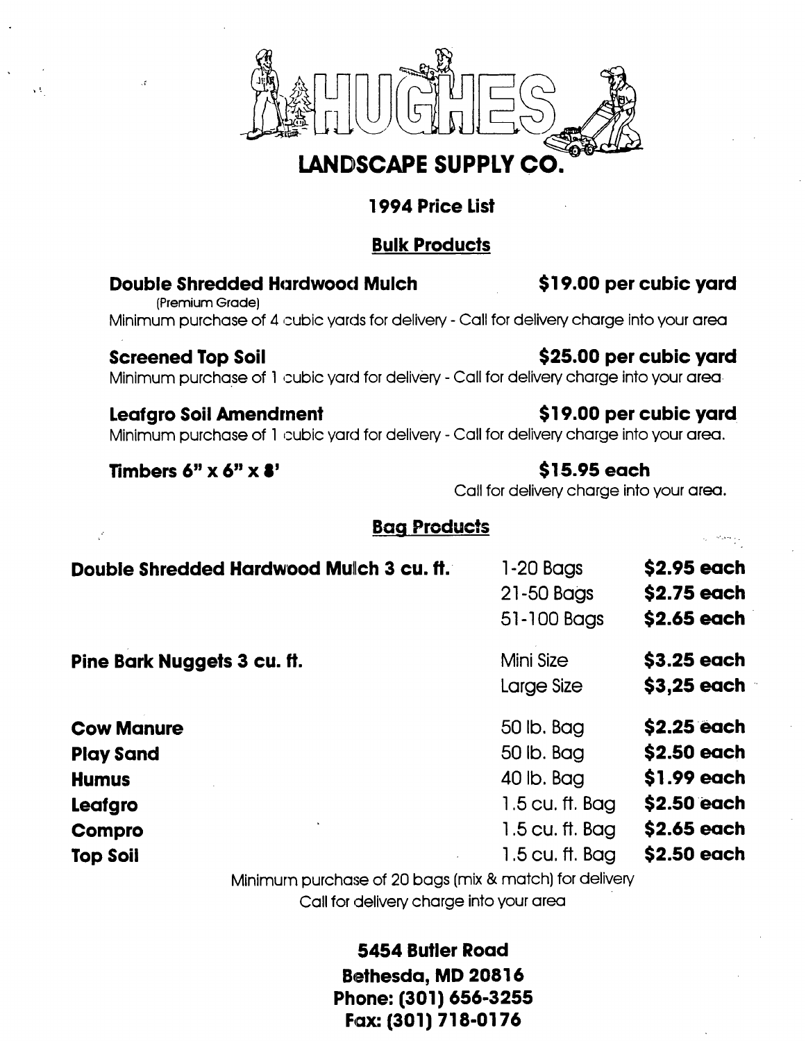# HUGHES

## LANDSCAPE SUPPLY CO.

### 1994 Price List

### Bulk Products

**Double Shredded Hardwood Mulch** (Premium Grade) — **$19.00 per cubic yard**

Minimum purchase of 4 cubic yards for delivery - Call for delivery charge into your area

**Screened Top Soil** — **$25.00 per cubic yard**

Minimum purchase of 1 cubic yard for delivery - Call for delivery charge into your area

**Leafgro Soil Amendment** — **$19.00 per cubic yard**

Minimum purchase of 1 cubic yard for delivery - Call for delivery charge into your area.

**Timbers 6" x 6" x 8'** — **$15.95 each**

Call for delivery charge into your area.

### Bag Products

| Product | Size | Price |
|---|---|---|
| **Double Shredded Hardwood Mulch 3 cu. ft.** | 1-20 Bags | **$2.95 each** |
| | 21-50 Bags | **$2.75 each** |
| | 51-100 Bags | **$2.65 each** |
| **Pine Bark Nuggets 3 cu. ft.** | Mini Size | **$3.25 each** |
| | Large Size | **$3,25 each** |
| **Cow Manure** | 50 lb. Bag | **$2.25 each** |
| **Play Sand** | 50 lb. Bag | **$2.50 each** |
| **Humus** | 40 lb. Bag | **$1.99 each** |
| **Leafgro** | 1.5 cu. ft. Bag | **$2.50 each** |
| **Compro** | 1.5 cu. ft. Bag | **$2.65 each** |
| **Top Soil** | 1.5 cu. ft. Bag | **$2.50 each** |

Minimum purchase of 20 bags (mix & match) for delivery
Call for delivery charge into your area

**5454 Butler Road**
**Bethesda, MD 20816**
**Phone: (301) 656-3255**
**Fax: (301) 718-0176**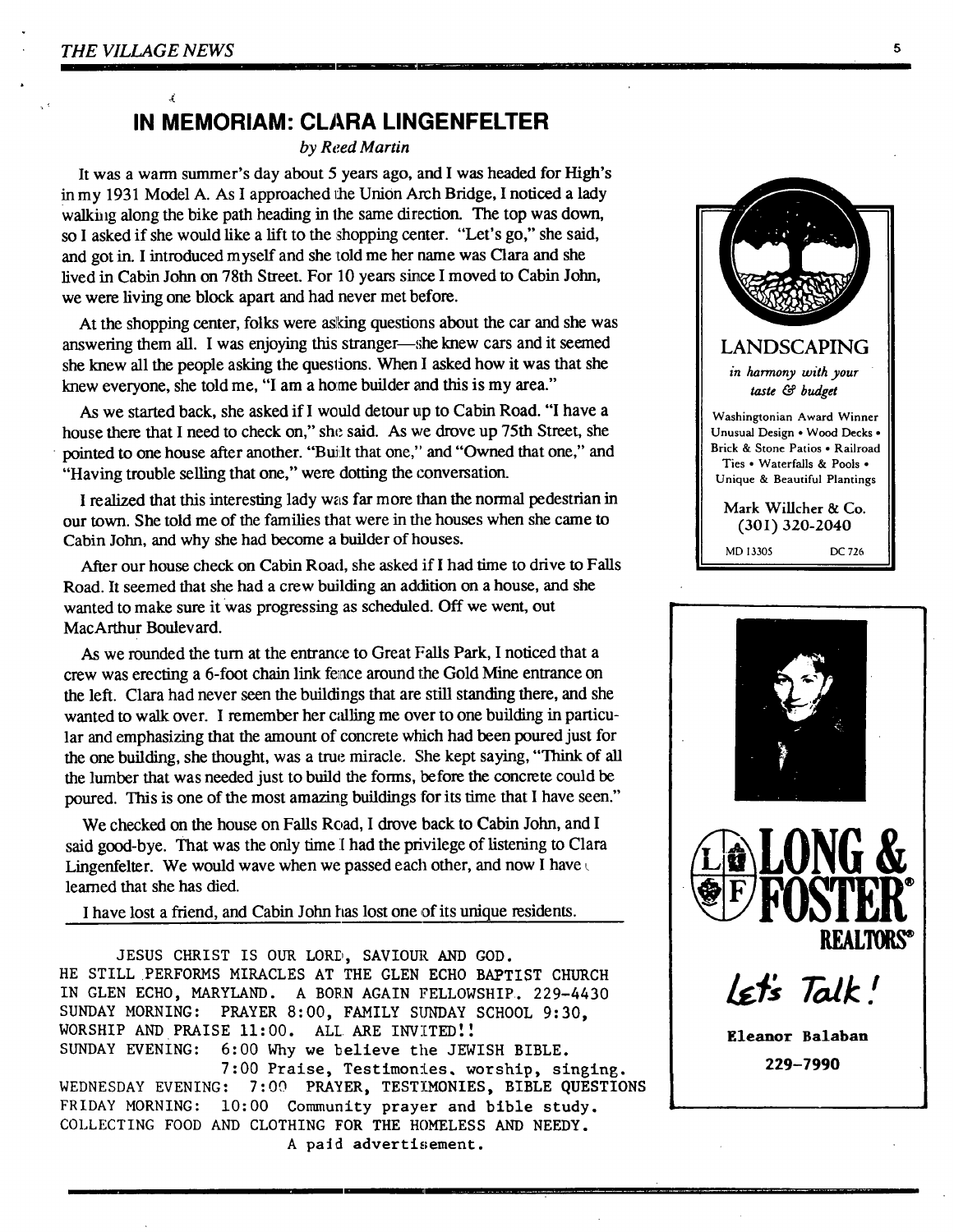## IN MEMORIAM: CLARA LINGENFELTER

*by Reed Martin*

It was a warm summer's day about 5 years ago, and I was headed for High's in my 1931 Model A. As I approached the Union Arch Bridge, I noticed a lady walking along the bike path heading in the same direction. The top was down, so I asked if she would like a lift to the shopping center. "Let's go," she said, and got in. I introduced myself and she told me her name was Clara and she lived in Cabin John on 78th Street. For 10 years since I moved to Cabin John, we were living one block apart and had never met before.

At the shopping center, folks were asking questions about the car and she was answering them all. I was enjoying this stranger—she knew cars and it seemed she knew all the people asking the questions. When I asked how it was that she knew everyone, she told me, "I am a home builder and this is my area."

As we started back, she asked if I would detour up to Cabin Road. "I have a house there that I need to check on," she said. As we drove up 75th Street, she pointed to one house after another. "Built that one," and "Owned that one," and "Having trouble selling that one," were dotting the conversation.

I realized that this interesting lady was far more than the normal pedestrian in our town. She told me of the families that were in the houses when she came to Cabin John, and why she had become a builder of houses.

After our house check on Cabin Road, she asked if I had time to drive to Falls Road. It seemed that she had a crew building an addition on a house, and she wanted to make sure it was progressing as scheduled. Off we went, out MacArthur Boulevard.

As we rounded the turn at the entrance to Great Falls Park, I noticed that a crew was erecting a 6-foot chain link fence around the Gold Mine entrance on the left. Clara had never seen the buildings that are still standing there, and she wanted to walk over. I remember her calling me over to one building in particular and emphasizing that the amount of concrete which had been poured just for the one building, she thought, was a true miracle. She kept saying, "Think of all the lumber that was needed just to build the forms, before the concrete could be poured. This is one of the most amazing buildings for its time that I have seen."

We checked on the house on Falls Road, I drove back to Cabin John, and I said good-bye. That was the only time I had the privilege of listening to Clara Lingenfelter. We would wave when we passed each other, and now I have learned that she has died.

I have lost a friend, and Cabin John has lost one of its unique residents.

---

JESUS CHRIST IS OUR LORD, SAVIOUR AND GOD.
HE STILL PERFORMS MIRACLES AT THE GLEN ECHO BAPTIST CHURCH IN GLEN ECHO, MARYLAND. A BORN AGAIN FELLOWSHIP. 229-4430
SUNDAY MORNING: PRAYER 8:00, FAMILY SUNDAY SCHOOL 9:30, WORSHIP AND PRAISE 11:00. ALL ARE INVITED!!
SUNDAY EVENING: 6:00 Why we believe the JEWISH BIBLE.
7:00 Praise, Testimonies, worship, singing.
WEDNESDAY EVENING: 7:00 PRAYER, TESTIMONIES, BIBLE QUESTIONS
FRIDAY MORNING: 10:00 Community prayer and bible study.
COLLECTING FOOD AND CLOTHING FOR THE HOMELESS AND NEEDY.
A paid advertisement.

---

**LANDSCAPING**

*in harmony with your taste & budget*

Washingtonian Award Winner
Unusual Design • Wood Decks • Brick & Stone Patios • Railroad Ties • Waterfalls & Pools • Unique & Beautiful Plantings

Mark Willcher & Co.
(301) 320-2040

MD 13305 DC 726

---

**LONG & FOSTER REALTORS®**

*Let's Talk!*

**Eleanor Balaban**

229-7990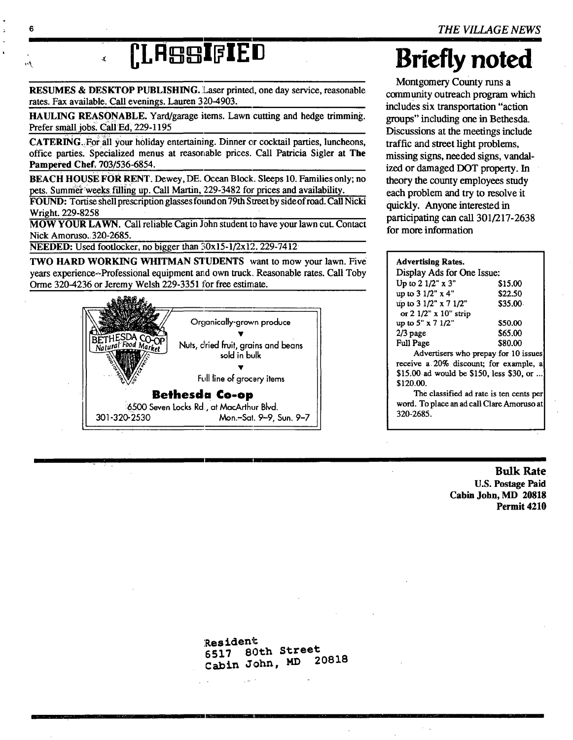// THE VILLAGE NEWS

# CLASSIFIED

**RESUMES & DESKTOP PUBLISHING.** Laser printed, one day service, reasonable rates. Fax available. Call evenings. Lauren 320-4903.

**HAULING REASONABLE.** Yard/garage items. Lawn cutting and hedge trimming. Prefer small jobs. Call Ed, 229-1195

**CATERING.** For all your holiday entertaining. Dinner or cocktail parties, luncheons, office parties. Specialized menus at reasonable prices. Call Patricia Sigler at **The Pampered Chef.** 703/536-6854.

**BEACH HOUSE FOR RENT.** Dewey, DE. Ocean Block. Sleeps 10. Families only; no pets. Summer weeks filling up. Call Martin, 229-3482 for prices and availability.

**FOUND:** Tortise shell prescription glasses found on 79th Street by side of road. Call Nicki Wright. 229-8258

**MOW YOUR LAWN.** Call reliable Cagin John student to have your lawn cut. Contact Nick Amoruso. 320-2685.

**NEEDED:** Used footlocker, no bigger than 30x15-1/2x12. 229-7412

**TWO HARD WORKING WHITMAN STUDENTS** want to mow your lawn. Five years experience--Professional equipment and own truck. Reasonable rates. Call Toby Orme 320-4236 or Jeremy Welsh 229-3351 for free estimate.

BETHESDA CO-OP Natural Food Market

Organically-grown produce

Nuts, dried fruit, grains and beans sold in bulk

Full line of grocery items

**Bethesda Co-op**

6500 Seven Locks Rd., at MacArthur Blvd.

301-320-2530 Mon.-Sat. 9-9, Sun. 9-7

# Briefly noted

Montgomery County runs a community outreach program which includes six transportation "action groups" including one in Bethesda. Discussions at the meetings include traffic and street light problems, missing signs, needed signs, vandalized or damaged DOT property. In theory the county employees study each problem and try to resolve it quickly. Anyone interested in participating can call 301/217-2638 for more information

**Advertising Rates.**

Display Ads for One Issue:

| | |
|---|---|
| Up to 2 1/2" x 3" | $15.00 |
| up to 3 1/2" x 4" | $22.50 |
| up to 3 1/2" x 7 1/2" or 2 1/2" x 10" strip | $35.00 |
| up to 5" x 7 1/2" | $50.00 |
| 2/3 page | $65.00 |
| Full Page | $80.00 |

Advertisers who prepay for 10 issues receive a 20% discount; for example, a $15.00 ad would be $150, less $30, or ... $120.00.

The classified ad rate is ten cents per word. To place an ad call Clare Amoruso at 320-2685.

**Bulk Rate**
**U.S. Postage Paid**
**Cabin John, MD 20818**
**Permit 4210**

Resident
6517 80th Street
Cabin John, MD 20818